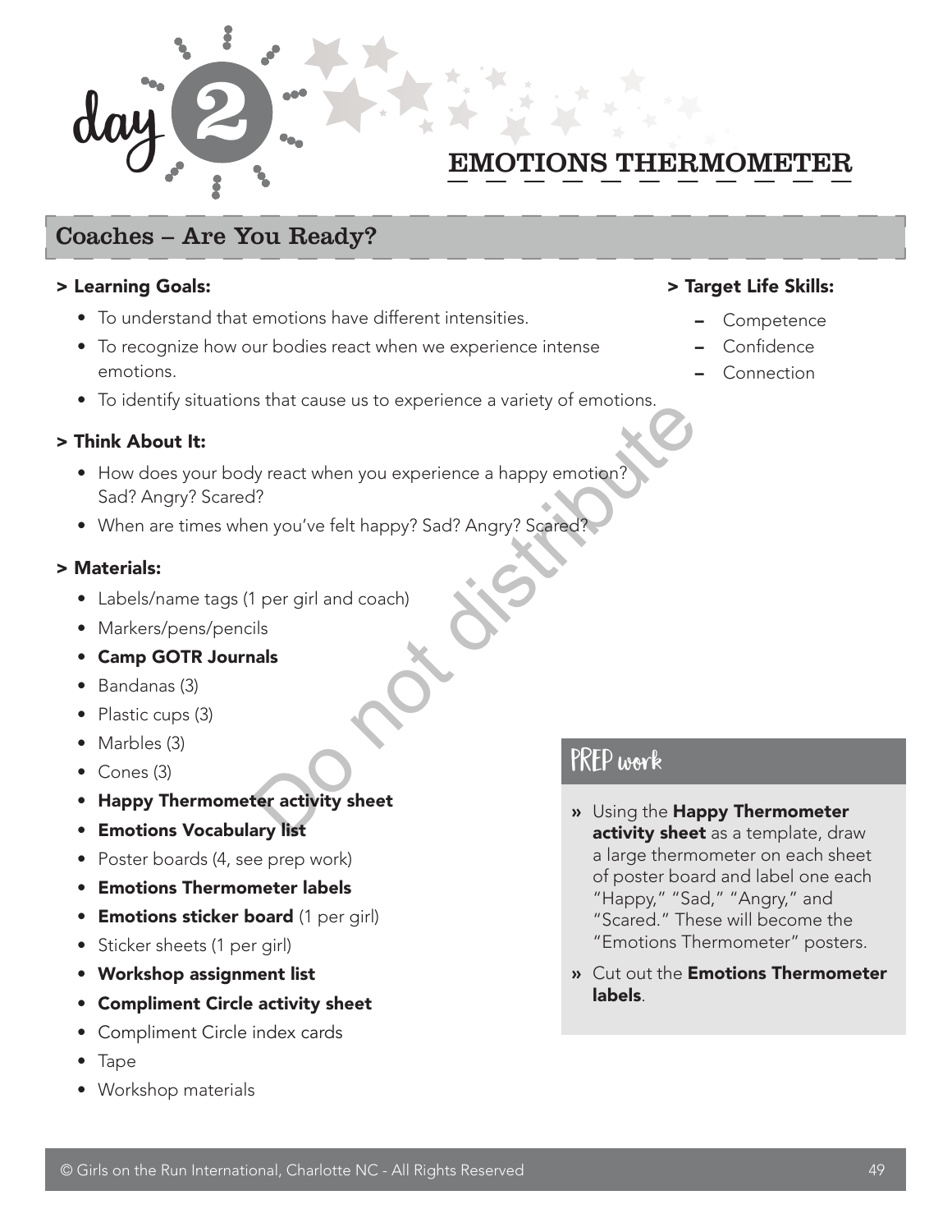# day 2

## EMOTIONS THERMOMETER

## Coaches – Are You Ready?

### > Learning Goals:

- To understand that emotions have different intensities.
- To recognize how our bodies react when we experience intense emotions.
- To identify situations that cause us to experience a variety of emotions.

### > Target Life Skills:

- Competence
- Confidence
- Connection

### > Think About It:

- How does your body react when you experience a happy emotion? Sad? Angry? Scared?
- When are times when you've felt happy? Sad? Angry? Scared?

### > Materials:

- Labels/name tags (1 per girl and coach)
- Markers/pens/pencils
- **Camp GOTR Journals**
- Bandanas (3)
- Plastic cups (3)
- Marbles (3)
- Cones (3)
- **Happy Thermometer activity sheet**
- **Emotions Vocabulary list**
- Poster boards (4, see prep work)
- **Emotions Thermometer labels**
- **Emotions sticker board** (1 per girl)
- Sticker sheets (1 per girl)
- **Workshop assignment list**
- **Compliment Circle activity sheet**
- Compliment Circle index cards
- Tape
- Workshop materials

### PREP work

- Using the **Happy Thermometer activity sheet** as a template, draw a large thermometer on each sheet of poster board and label one each "Happy," "Sad," "Angry," and "Scared." These will become the "Emotions Thermometer" posters.
- Cut out the **Emotions Thermometer labels**.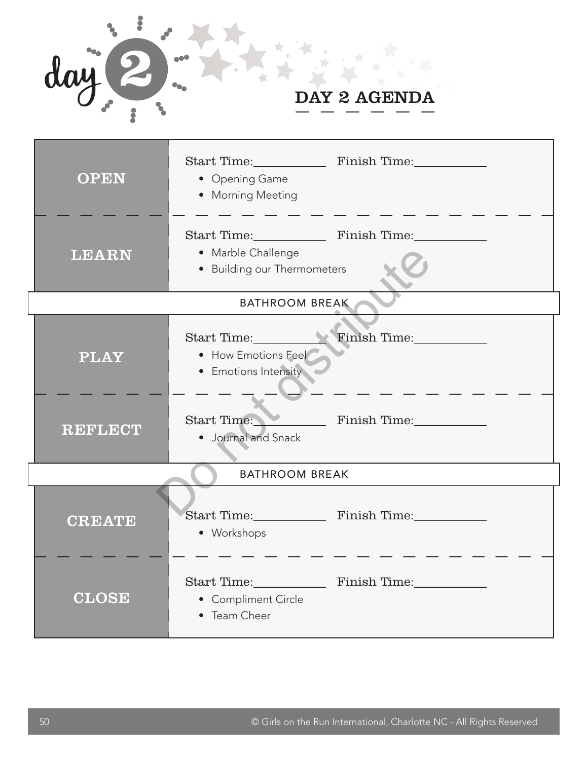# day 2

## DAY 2 AGENDA

| | |
|---|---|
| **OPEN** | Start Time:\_\_\_\_\_\_\_\_\_\_ Finish Time:\_\_\_\_\_\_\_\_\_\_<br>• Opening Game<br>• Morning Meeting |
| **LEARN** | Start Time:\_\_\_\_\_\_\_\_\_\_ Finish Time:\_\_\_\_\_\_\_\_\_\_<br>• Marble Challenge<br>• Building our Thermometers |
| BATHROOM BREAK | |
| **PLAY** | Start Time:\_\_\_\_\_\_\_\_\_\_ Finish Time:\_\_\_\_\_\_\_\_\_\_<br>• How Emotions Feel<br>• Emotions Intensity |
| **REFLECT** | Start Time:\_\_\_\_\_\_\_\_\_\_ Finish Time:\_\_\_\_\_\_\_\_\_\_<br>• Journal and Snack |
| BATHROOM BREAK | |
| **CREATE** | Start Time:\_\_\_\_\_\_\_\_\_\_ Finish Time:\_\_\_\_\_\_\_\_\_\_<br>• Workshops |
| **CLOSE** | Start Time:\_\_\_\_\_\_\_\_\_\_ Finish Time:\_\_\_\_\_\_\_\_\_\_<br>• Compliment Circle<br>• Team Cheer |

© Girls on the Run International, Charlotte NC - All Rights Reserved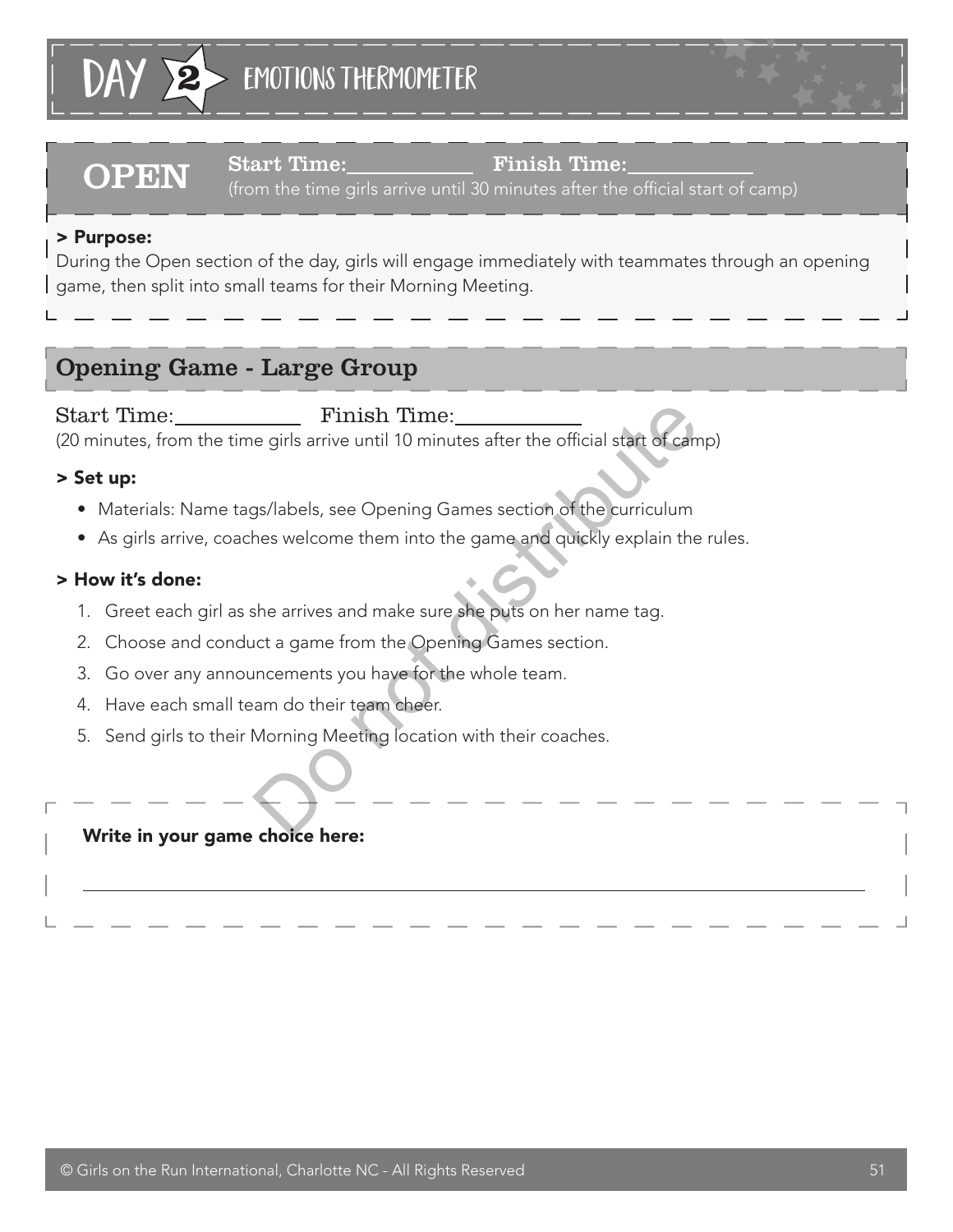# DAY 2 EMOTIONS THERMOMETER

## OPEN

**Start Time:**\_\_\_\_\_\_\_\_\_\_ **Finish Time:**\_\_\_\_\_\_\_\_\_\_
(from the time girls arrive until 30 minutes after the official start of camp)

**> Purpose:**
During the Open section of the day, girls will engage immediately with teammates through an opening game, then split into small teams for their Morning Meeting.

## Opening Game - Large Group

Start Time:\_\_\_\_\_\_\_\_\_\_ Finish Time:\_\_\_\_\_\_\_\_\_\_
(20 minutes, from the time girls arrive until 10 minutes after the official start of camp)

**> Set up:**

- Materials: Name tags/labels, see Opening Games section of the curriculum
- As girls arrive, coaches welcome them into the game and quickly explain the rules.

**> How it's done:**

1. Greet each girl as she arrives and make sure she puts on her name tag.
2. Choose and conduct a game from the Opening Games section.
3. Go over any announcements you have for the whole team.
4. Have each small team do their team cheer.
5. Send girls to their Morning Meeting location with their coaches.

**Write in your game choice here:**

\_\_\_\_\_\_\_\_\_\_\_\_\_\_\_\_\_\_\_\_\_\_\_\_\_\_\_\_\_\_\_\_\_\_\_\_\_\_\_\_\_\_\_\_\_\_\_\_\_\_\_\_\_\_\_\_\_\_\_\_

© Girls on the Run International, Charlotte NC - All Rights Reserved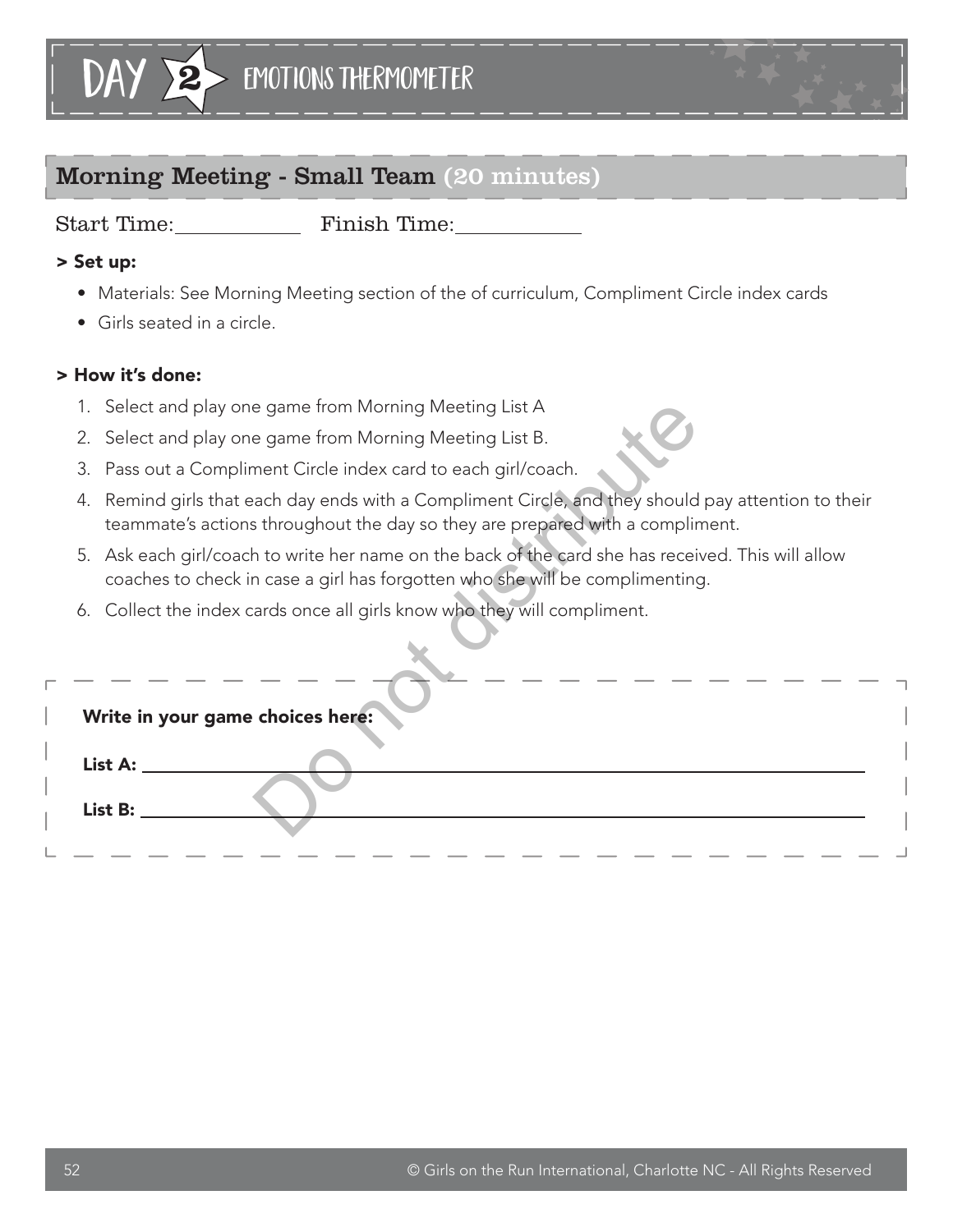# DAY 2 EMOTIONS THERMOMETER

## Morning Meeting - Small Team (20 minutes)

Start Time:____________ Finish Time:____________

**> Set up:**

- Materials: See Morning Meeting section of the of curriculum, Compliment Circle index cards
- Girls seated in a circle.

**> How it's done:**

1. Select and play one game from Morning Meeting List A
2. Select and play one game from Morning Meeting List B.
3. Pass out a Compliment Circle index card to each girl/coach.
4. Remind girls that each day ends with a Compliment Circle, and they should pay attention to their teammate's actions throughout the day so they are prepared with a compliment.
5. Ask each girl/coach to write her name on the back of the card she has received. This will allow coaches to check in case a girl has forgotten who she will be complimenting.
6. Collect the index cards once all girls know who they will compliment.

**Write in your game choices here:**

**List A:** ____________________________________________

**List B:** ____________________________________________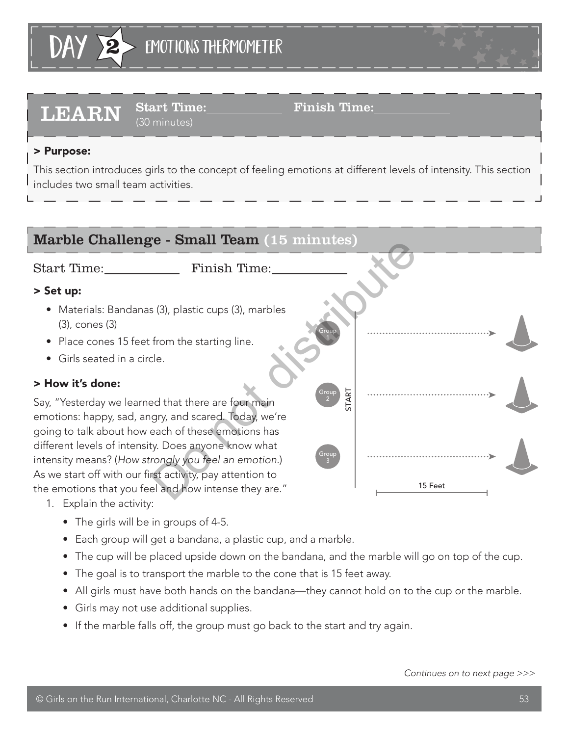# DAY 2 EMOTIONS THERMOMETER

## LEARN

**Start Time:**\_\_\_\_\_\_\_\_\_\_ **Finish Time:**\_\_\_\_\_\_\_\_\_\_
(30 minutes)

**> Purpose:**

This section introduces girls to the concept of feeling emotions at different levels of intensity. This section includes two small team activities.

## Marble Challenge - Small Team (15 minutes)

Start Time:\_\_\_\_\_\_\_\_\_\_ Finish Time:\_\_\_\_\_\_\_\_\_\_

**> Set up:**

- Materials: Bandanas (3), plastic cups (3), marbles (3), cones (3)
- Place cones 15 feet from the starting line.
- Girls seated in a circle.

**> How it's done:**

Say, "Yesterday we learned that there are four main emotions: happy, sad, angry, and scared. Today, we're going to talk about how each of these emotions has different levels of intensity. Does anyone know what intensity means? (*How strongly you feel an emotion.*) As we start off with our first activity, pay attention to the emotions that you feel and how intense they are."

Group 1
Group 2
Group 3
START
15 Feet

1. Explain the activity:
   - The girls will be in groups of 4-5.
   - Each group will get a bandana, a plastic cup, and a marble.
   - The cup will be placed upside down on the bandana, and the marble will go on top of the cup.
   - The goal is to transport the marble to the cone that is 15 feet away.
   - All girls must have both hands on the bandana—they cannot hold on to the cup or the marble.
   - Girls may not use additional supplies.
   - If the marble falls off, the group must go back to the start and try again.

*Continues on to next page >>>*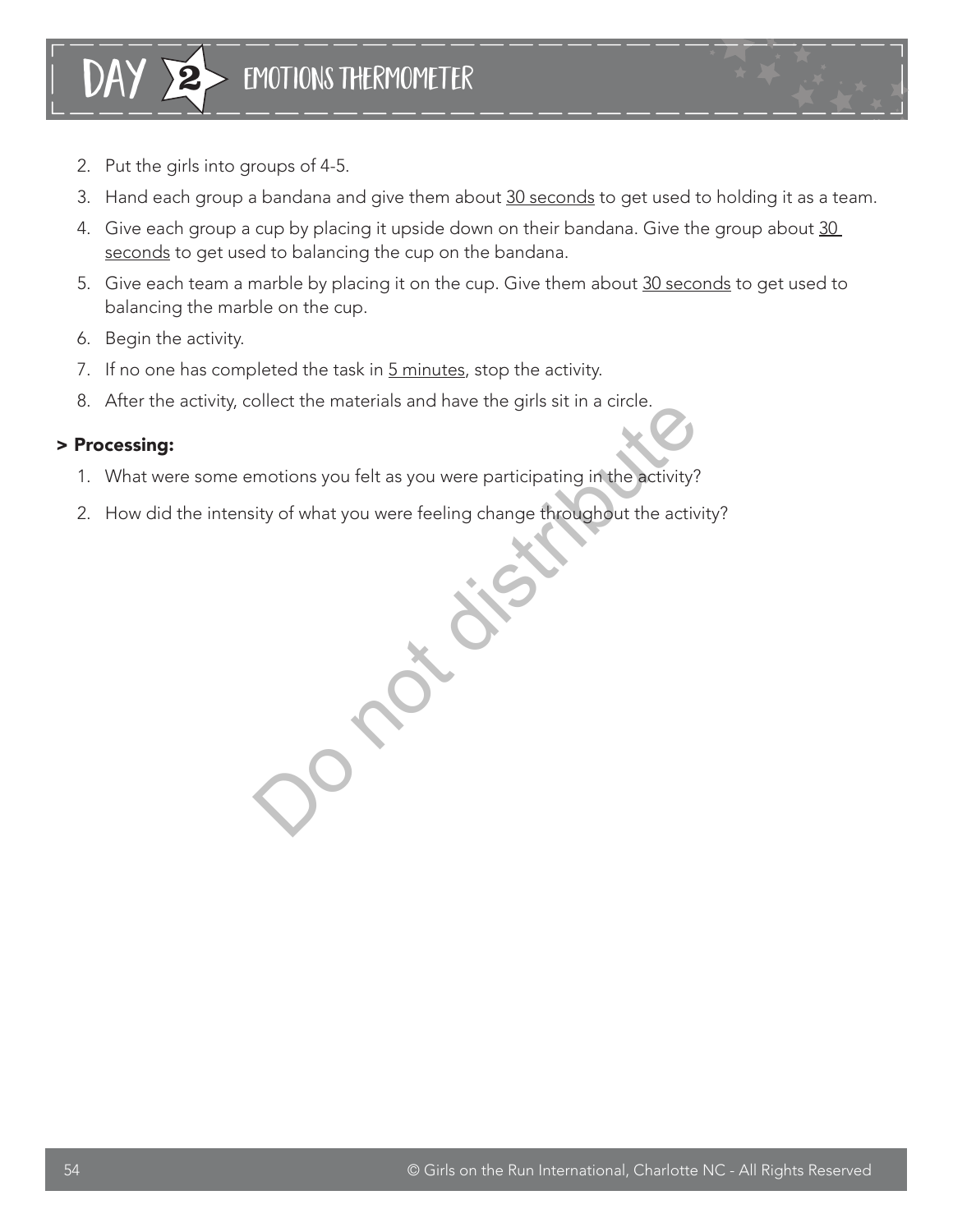# DAY 2 EMOTIONS THERMOMETER

2. Put the girls into groups of 4-5.
3. Hand each group a bandana and give them about 30 seconds to get used to holding it as a team.
4. Give each group a cup by placing it upside down on their bandana. Give the group about 30 seconds to get used to balancing the cup on the bandana.
5. Give each team a marble by placing it on the cup. Give them about 30 seconds to get used to balancing the marble on the cup.
6. Begin the activity.
7. If no one has completed the task in 5 minutes, stop the activity.
8. After the activity, collect the materials and have the girls sit in a circle.

**> Processing:**

1. What were some emotions you felt as you were participating in the activity?
2. How did the intensity of what you were feeling change throughout the activity?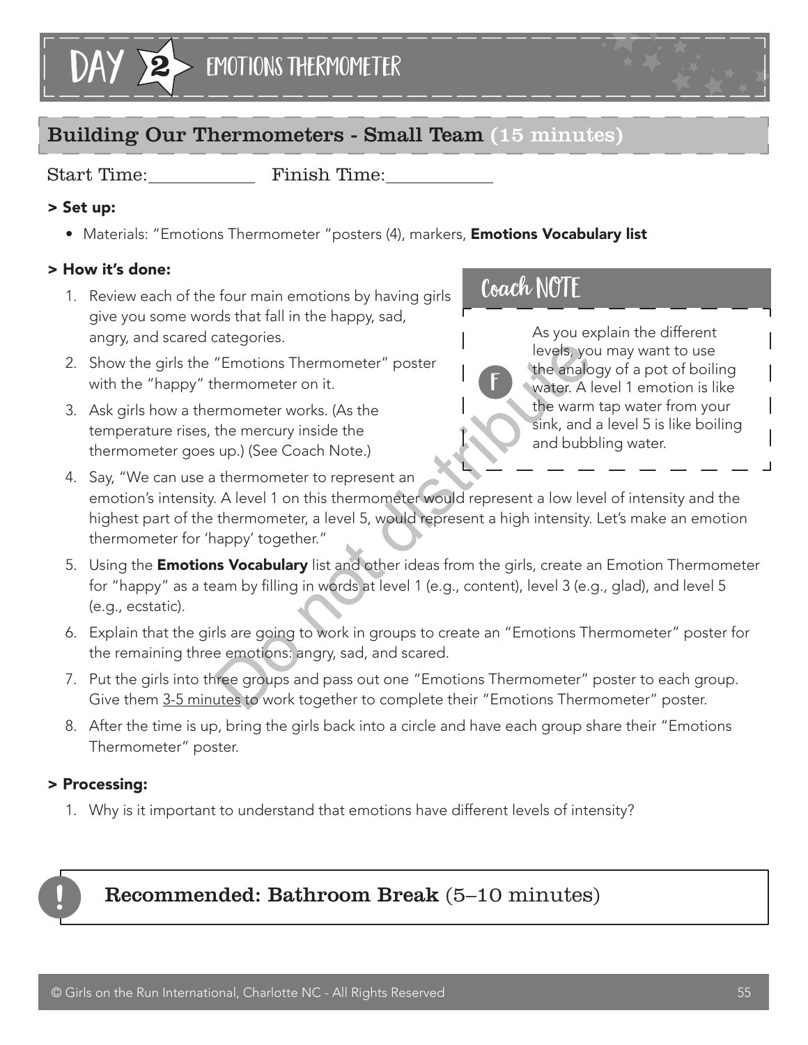# DAY 2 EMOTIONS THERMOMETER

## Building Our Thermometers - Small Team (15 minutes)

Start Time:\_\_\_\_\_\_\_\_\_\_ Finish Time:\_\_\_\_\_\_\_\_\_\_

**> Set up:**

- Materials: "Emotions Thermometer "posters (4), markers, **Emotions Vocabulary list**

**> How it's done:**

1. Review each of the four main emotions by having girls give you some words that fall in the happy, sad, angry, and scared categories.
2. Show the girls the "Emotions Thermometer" poster with the "happy" thermometer on it.
3. Ask girls how a thermometer works. (As the temperature rises, the mercury inside the thermometer goes up.) (See Coach Note.)
4. Say, "We can use a thermometer to represent an emotion's intensity. A level 1 on this thermometer would represent a low level of intensity and the highest part of the thermometer, a level 5, would represent a high intensity. Let's make an emotion thermometer for 'happy' together."
5. Using the **Emotions Vocabulary** list and other ideas from the girls, create an Emotion Thermometer for "happy" as a team by filling in words at level 1 (e.g., content), level 3 (e.g., glad), and level 5 (e.g., ecstatic).
6. Explain that the girls are going to work in groups to create an "Emotions Thermometer" poster for the remaining three emotions: angry, sad, and scared.
7. Put the girls into three groups and pass out one "Emotions Thermometer" poster to each group. Give them 3-5 minutes to work together to complete their "Emotions Thermometer" poster.
8. After the time is up, bring the girls back into a circle and have each group share their "Emotions Thermometer" poster.

> **Coach NOTE**
>
> F
>
> As you explain the different levels, you may want to use the analogy of a pot of boiling water. A level 1 emotion is like the warm tap water from your sink, and a level 5 is like boiling and bubbling water.

**> Processing:**

1. Why is it important to understand that emotions have different levels of intensity?

**!** **Recommended: Bathroom Break** (5–10 minutes)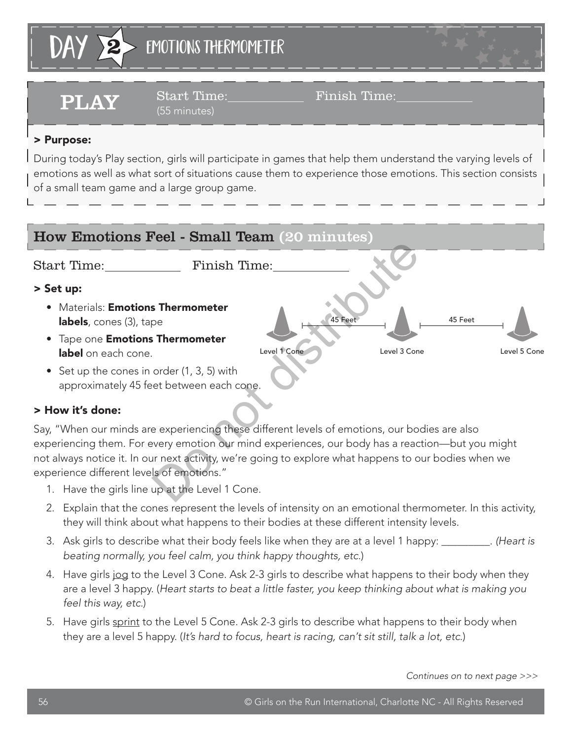# DAY 2 EMOTIONS THERMOMETER

## PLAY

Start Time:__________ Finish Time:__________
(55 minutes)

**> Purpose:**

During today's Play section, girls will participate in games that help them understand the varying levels of emotions as well as what sort of situations cause them to experience those emotions. This section consists of a small team game and a large group game.

### How Emotions Feel - Small Team (20 minutes)

Start Time:__________ Finish Time:__________

**> Set up:**

- Materials: **Emotions Thermometer labels**, cones (3), tape
- Tape one **Emotions Thermometer label** on each cone.
- Set up the cones in order (1, 3, 5) with approximately 45 feet between each cone.

Level 1 Cone — 45 Feet — Level 3 Cone — 45 Feet — Level 5 Cone

**> How it's done:**

Say, "When our minds are experiencing these different levels of emotions, our bodies are also experiencing them. For every emotion our mind experiences, our body has a reaction—but you might not always notice it. In our next activity, we're going to explore what happens to our bodies when we experience different levels of emotions."

1. Have the girls line up at the Level 1 Cone.
2. Explain that the cones represent the levels of intensity on an emotional thermometer. In this activity, they will think about what happens to their bodies at these different intensity levels.
3. Ask girls to describe what their body feels like when they are at a level 1 happy: _________. *(Heart is beating normally, you feel calm, you think happy thoughts, etc.)*
4. Have girls jog to the Level 3 Cone. Ask 2-3 girls to describe what happens to their body when they are a level 3 happy. (*Heart starts to beat a little faster, you keep thinking about what is making you feel this way, etc.*)
5. Have girls sprint to the Level 5 Cone. Ask 2-3 girls to describe what happens to their body when they are a level 5 happy. (*It's hard to focus, heart is racing, can't sit still, talk a lot, etc.*)

*Continues on to next page >>>*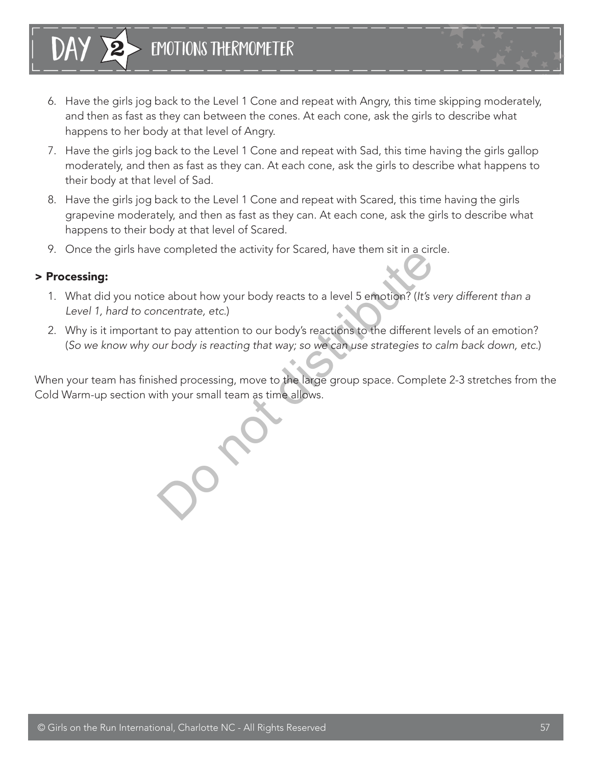6. Have the girls jog back to the Level 1 Cone and repeat with Angry, this time skipping moderately, and then as fast as they can between the cones. At each cone, ask the girls to describe what happens to her body at that level of Angry.
7. Have the girls jog back to the Level 1 Cone and repeat with Sad, this time having the girls gallop moderately, and then as fast as they can. At each cone, ask the girls to describe what happens to their body at that level of Sad.
8. Have the girls jog back to the Level 1 Cone and repeat with Scared, this time having the girls grapevine moderately, and then as fast as they can. At each cone, ask the girls to describe what happens to their body at that level of Scared.
9. Once the girls have completed the activity for Scared, have them sit in a circle.

**> Processing:**

1. What did you notice about how your body reacts to a level 5 emotion? (*It's very different than a Level 1, hard to concentrate, etc.*)
2. Why is it important to pay attention to our body's reactions to the different levels of an emotion? (*So we know why our body is reacting that way; so we can use strategies to calm back down, etc.*)

When your team has finished processing, move to the large group space. Complete 2-3 stretches from the Cold Warm-up section with your small team as time allows.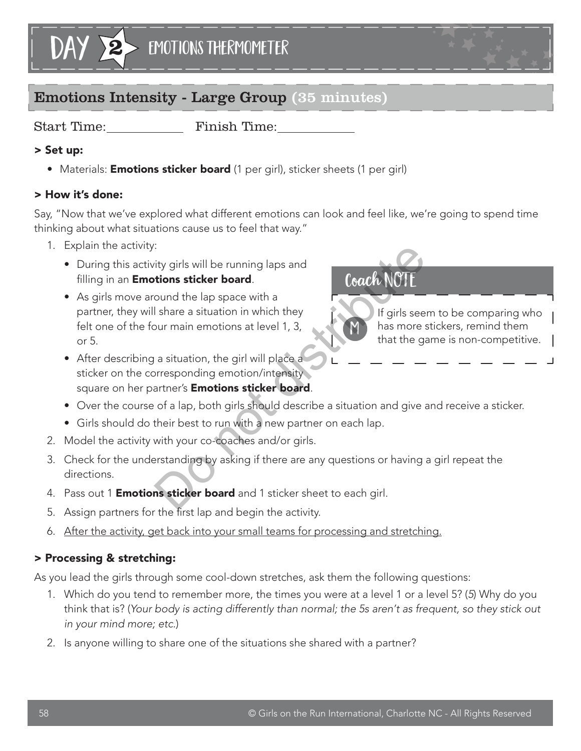# DAY 2 EMOTIONS THERMOMETER

## Emotions Intensity - Large Group (35 minutes)

Start Time:____________ Finish Time:____________

**> Set up:**

- Materials: **Emotions sticker board** (1 per girl), sticker sheets (1 per girl)

**> How it's done:**

Say, "Now that we've explored what different emotions can look and feel like, we're going to spend time thinking about what situations cause us to feel that way."

1. Explain the activity:
   - During this activity girls will be running laps and filling in an **Emotions sticker board**.
   - As girls move around the lap space with a partner, they will share a situation in which they felt one of the four main emotions at level 1, 3, or 5.
   - After describing a situation, the girl will place a sticker on the corresponding emotion/intensity square on her partner's **Emotions sticker board**.
   - Over the course of a lap, both girls should describe a situation and give and receive a sticker.
   - Girls should do their best to run with a new partner on each lap.
2. Model the activity with your co-coaches and/or girls.
3. Check for the understanding by asking if there are any questions or having a girl repeat the directions.
4. Pass out 1 **Emotions sticker board** and 1 sticker sheet to each girl.
5. Assign partners for the first lap and begin the activity.
6. After the activity, get back into your small teams for processing and stretching.

> **Coach NOTE**
>
> M — If girls seem to be comparing who has more stickers, remind them that the game is non-competitive.

**> Processing & stretching:**

As you lead the girls through some cool-down stretches, ask them the following questions:

1. Which do you tend to remember more, the times you were at a level 1 or a level 5? (*5*) Why do you think that is? (*Your body is acting differently than normal; the 5s aren't as frequent, so they stick out in your mind more; etc.*)
2. Is anyone willing to share one of the situations she shared with a partner?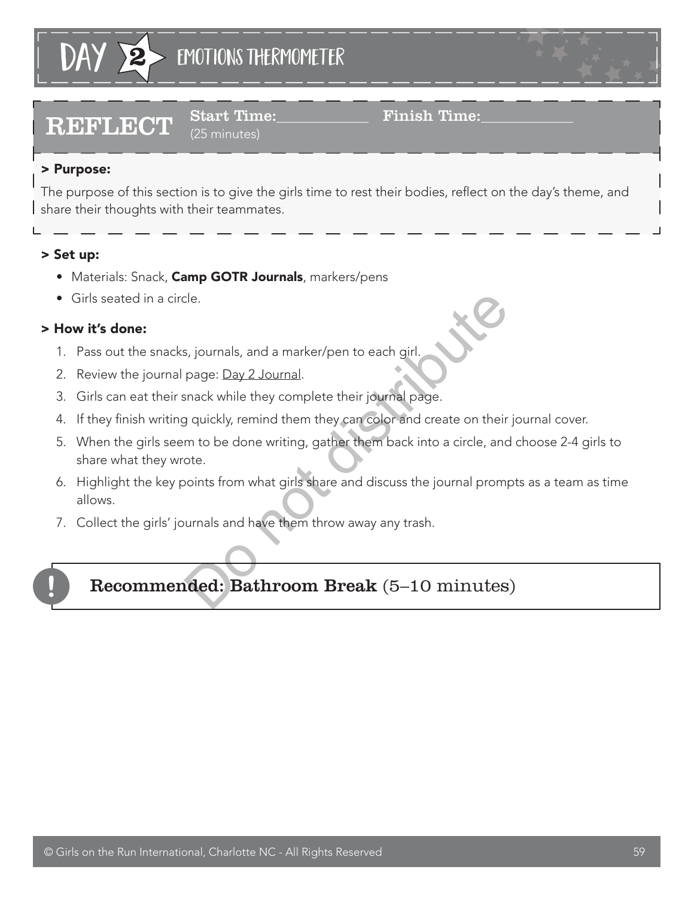# DAY 2 EMOTIONS THERMOMETER

## REFLECT

**Start Time:**\_\_\_\_\_\_\_\_\_\_\_\_ **Finish Time:**\_\_\_\_\_\_\_\_\_\_\_\_

(25 minutes)

**> Purpose:**

The purpose of this section is to give the girls time to rest their bodies, reflect on the day's theme, and share their thoughts with their teammates.

**> Set up:**

- Materials: Snack, **Camp GOTR Journals**, markers/pens
- Girls seated in a circle.

**> How it's done:**

1. Pass out the snacks, journals, and a marker/pen to each girl.
2. Review the journal page: Day 2 Journal.
3. Girls can eat their snack while they complete their journal page.
4. If they finish writing quickly, remind them they can color and create on their journal cover.
5. When the girls seem to be done writing, gather them back into a circle, and choose 2-4 girls to share what they wrote.
6. Highlight the key points from what girls share and discuss the journal prompts as a team as time allows.
7. Collect the girls' journals and have them throw away any trash.

**!** **Recommended: Bathroom Break** (5–10 minutes)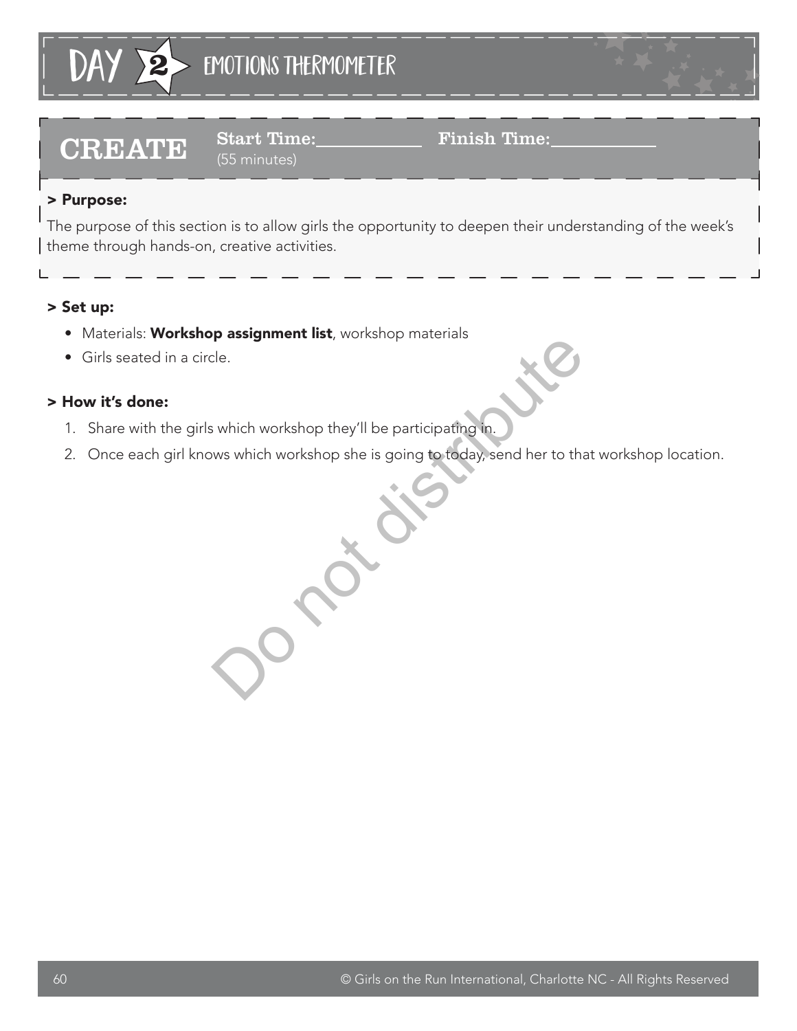# DAY 2 EMOTIONS THERMOMETER

## CREATE

**Start Time:**\_\_\_\_\_\_\_\_\_\_ **Finish Time:**\_\_\_\_\_\_\_\_\_\_
(55 minutes)

**> Purpose:**

The purpose of this section is to allow girls the opportunity to deepen their understanding of the week's theme through hands-on, creative activities.

**> Set up:**

- Materials: **Workshop assignment list**, workshop materials
- Girls seated in a circle.

**> How it's done:**

1. Share with the girls which workshop they'll be participating in.
2. Once each girl knows which workshop she is going to today, send her to that workshop location.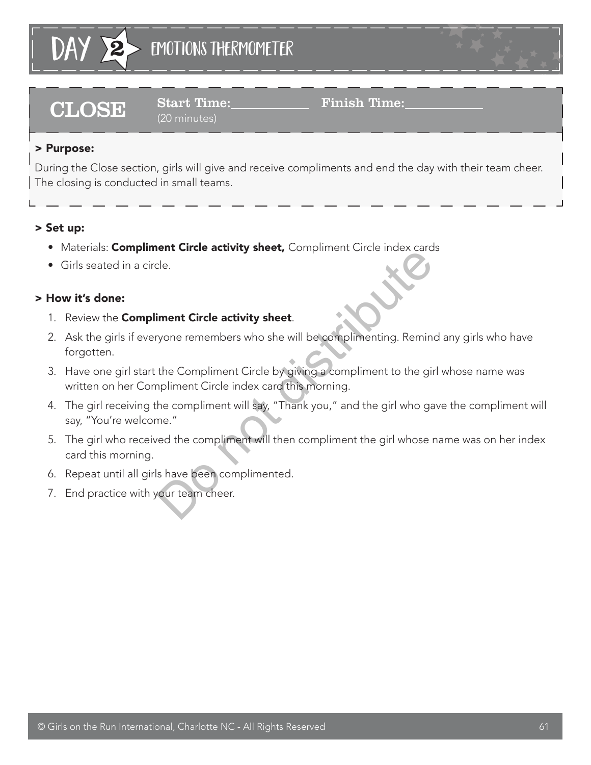# DAY 2 EMOTIONS THERMOMETER

## CLOSE

**Start Time:**\_\_\_\_\_\_\_\_\_\_ **Finish Time:**\_\_\_\_\_\_\_\_\_\_
(20 minutes)

**> Purpose:**

During the Close section, girls will give and receive compliments and end the day with their team cheer. The closing is conducted in small teams.

**> Set up:**

- Materials: **Compliment Circle activity sheet,** Compliment Circle index cards
- Girls seated in a circle.

**> How it's done:**

1. Review the **Compliment Circle activity sheet**.
2. Ask the girls if everyone remembers who she will be complimenting. Remind any girls who have forgotten.
3. Have one girl start the Compliment Circle by giving a compliment to the girl whose name was written on her Compliment Circle index card this morning.
4. The girl receiving the compliment will say, "Thank you," and the girl who gave the compliment will say, "You're welcome."
5. The girl who received the compliment will then compliment the girl whose name was on her index card this morning.
6. Repeat until all girls have been complimented.
7. End practice with your team cheer.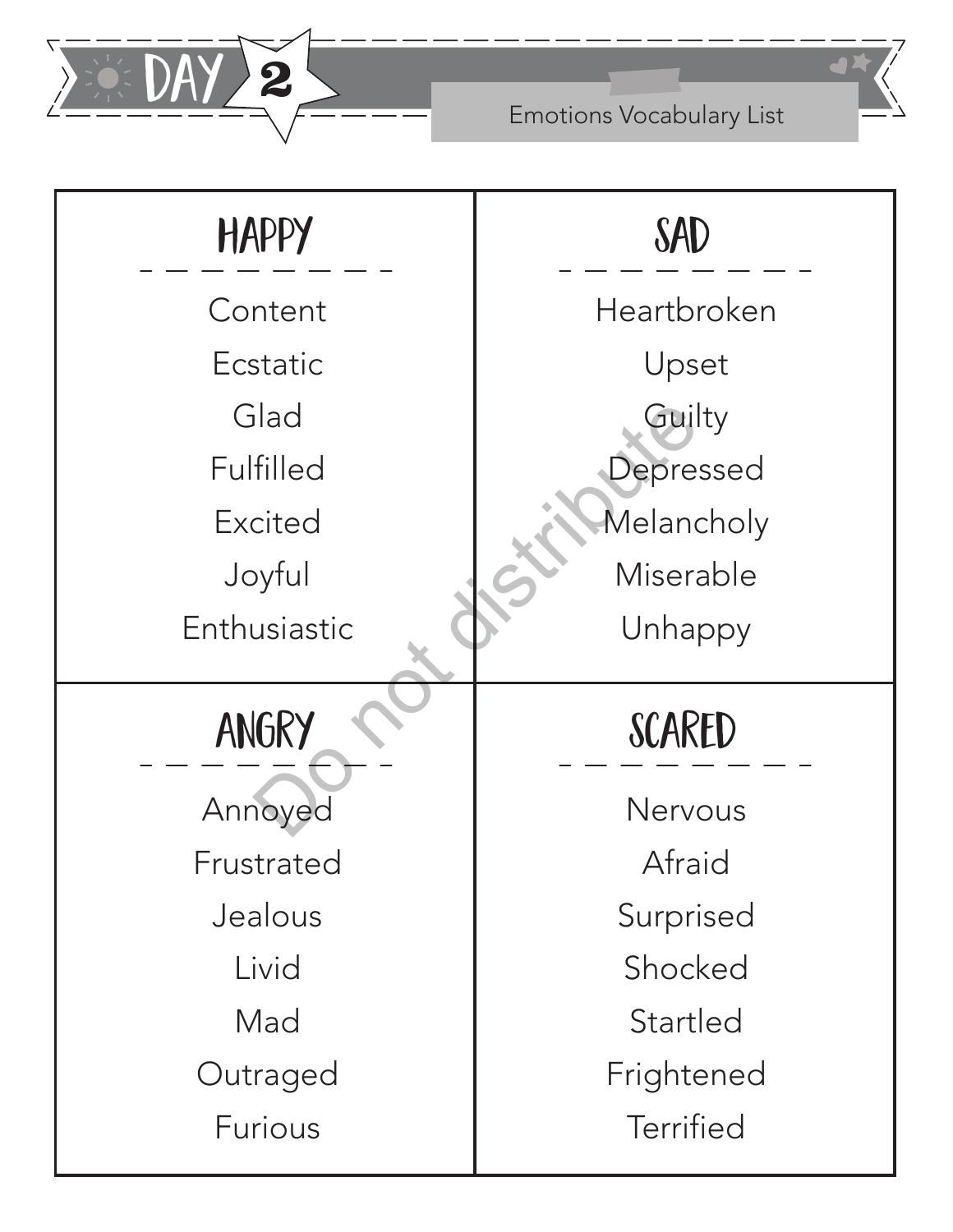# DAY 2

Emotions Vocabulary List

| HAPPY | SAD |
| --- | --- |
| Content | Heartbroken |
| Ecstatic | Upset |
| Glad | Guilty |
| Fulfilled | Depressed |
| Excited | Melancholy |
| Joyful | Miserable |
| Enthusiastic | Unhappy |

| ANGRY | SCARED |
| --- | --- |
| Annoyed | Nervous |
| Frustrated | Afraid |
| Jealous | Surprised |
| Livid | Shocked |
| Mad | Startled |
| Outraged | Frightened |
| Furious | Terrified |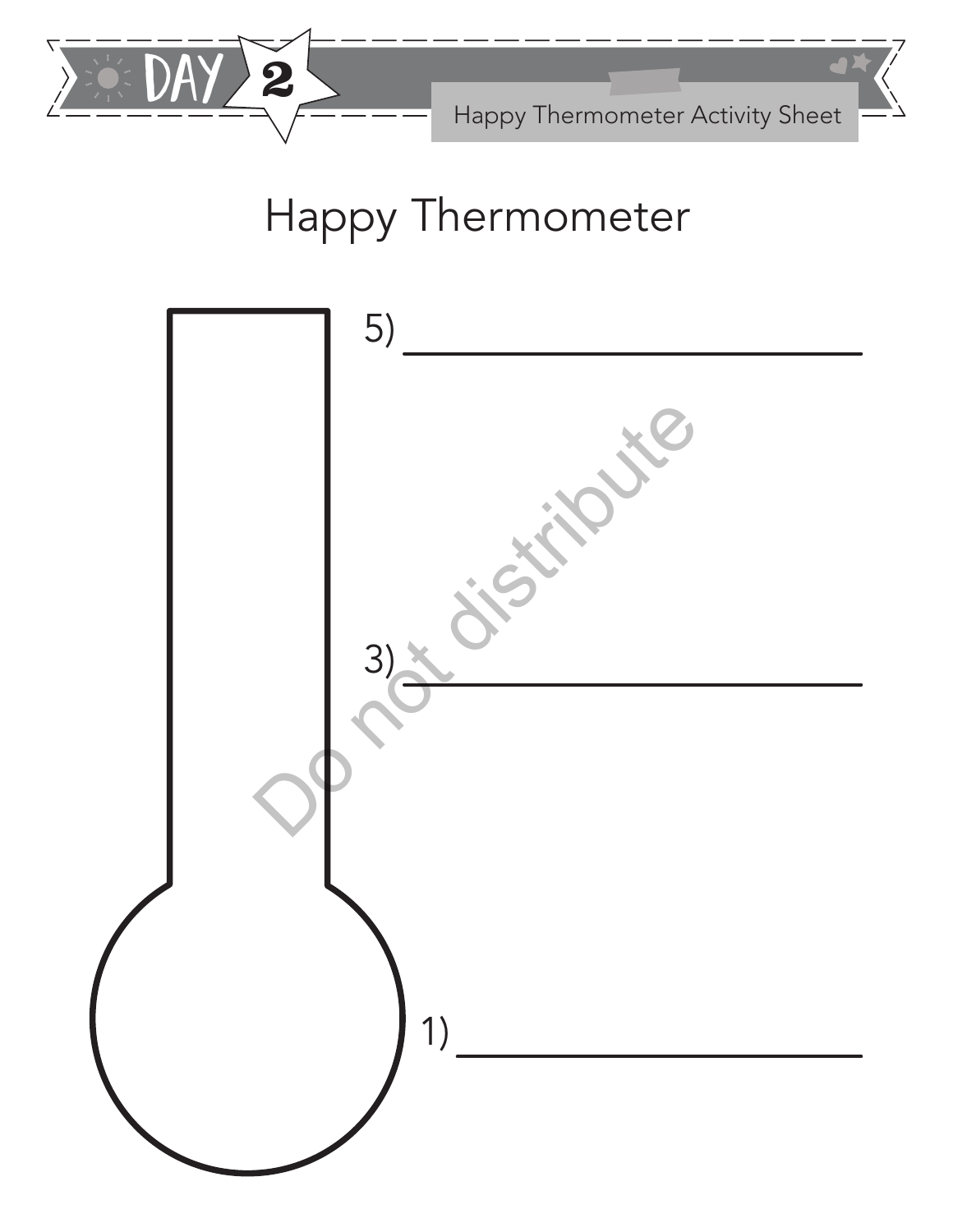# Happy Thermometer

5) ______________________________

3) ______________________________

1) ______________________________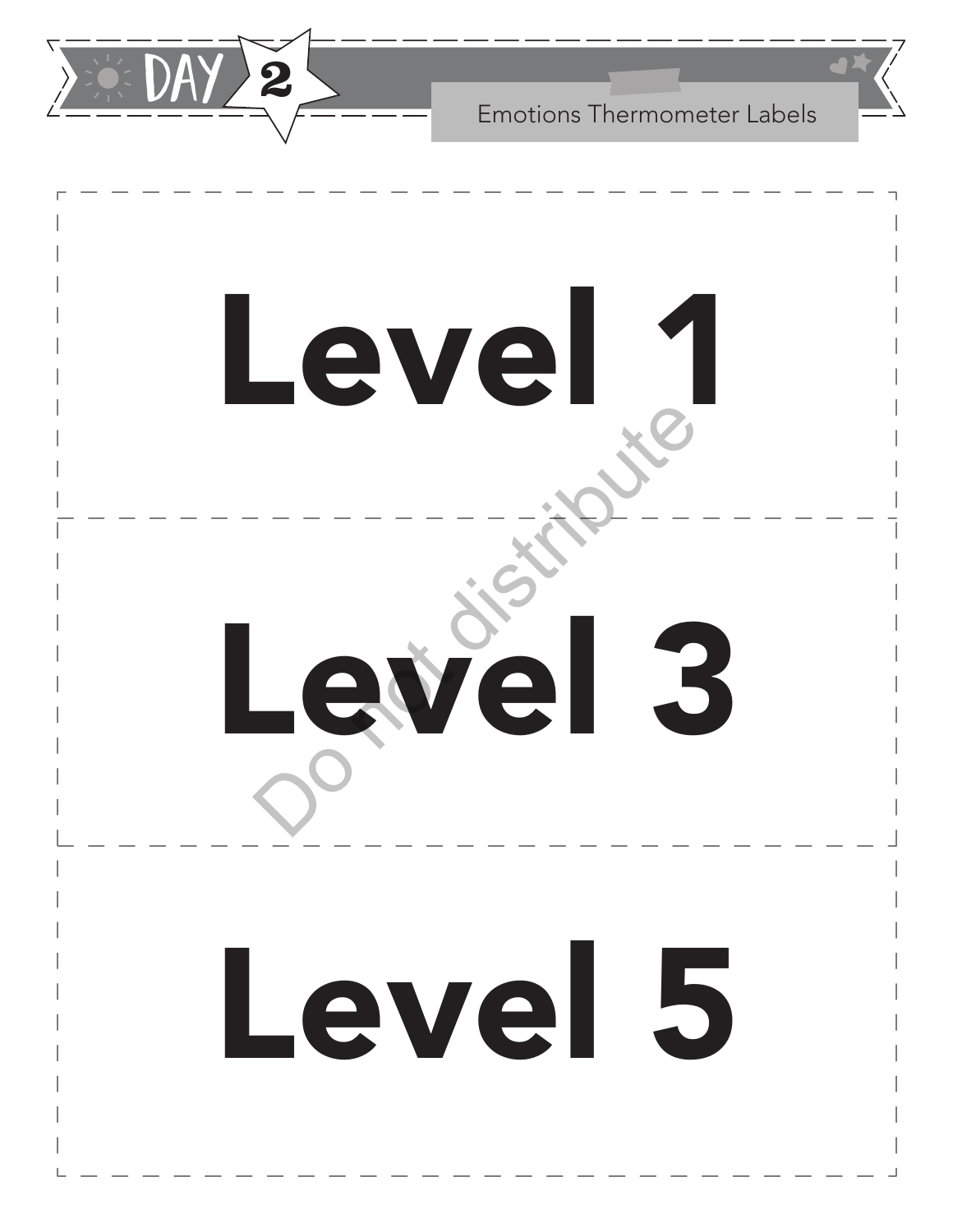Emotions Thermometer Labels

# Level 1

# Level 3

# Level 5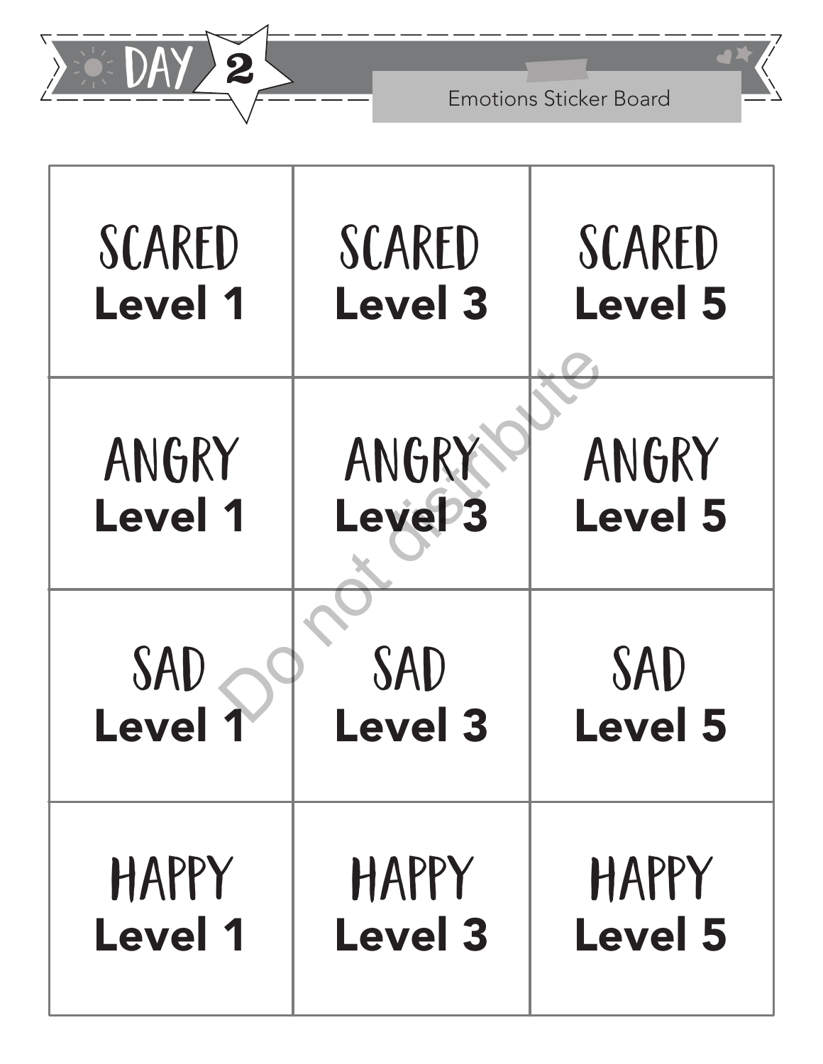# DAY 2

## Emotions Sticker Board

| | | |
|---|---|---|
| SCARED **Level 1** | SCARED **Level 3** | SCARED **Level 5** |
| ANGRY **Level 1** | ANGRY **Level 3** | ANGRY **Level 5** |
| SAD **Level 1** | SAD **Level 3** | SAD **Level 5** |
| HAPPY **Level 1** | HAPPY **Level 3** | HAPPY **Level 5** |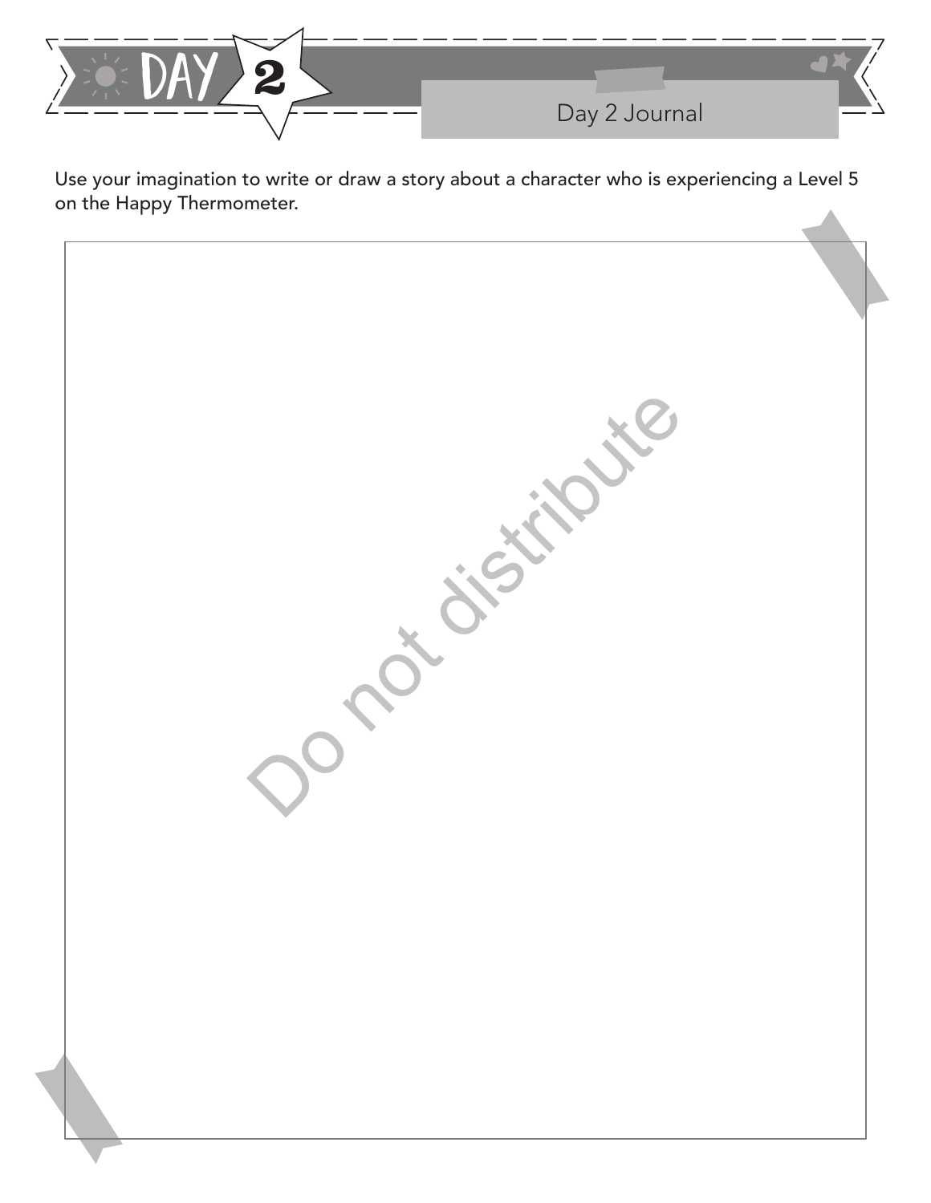# DAY 2

## Day 2 Journal

Use your imagination to write or draw a story about a character who is experiencing a Level 5 on the Happy Thermometer.

Do not distribute